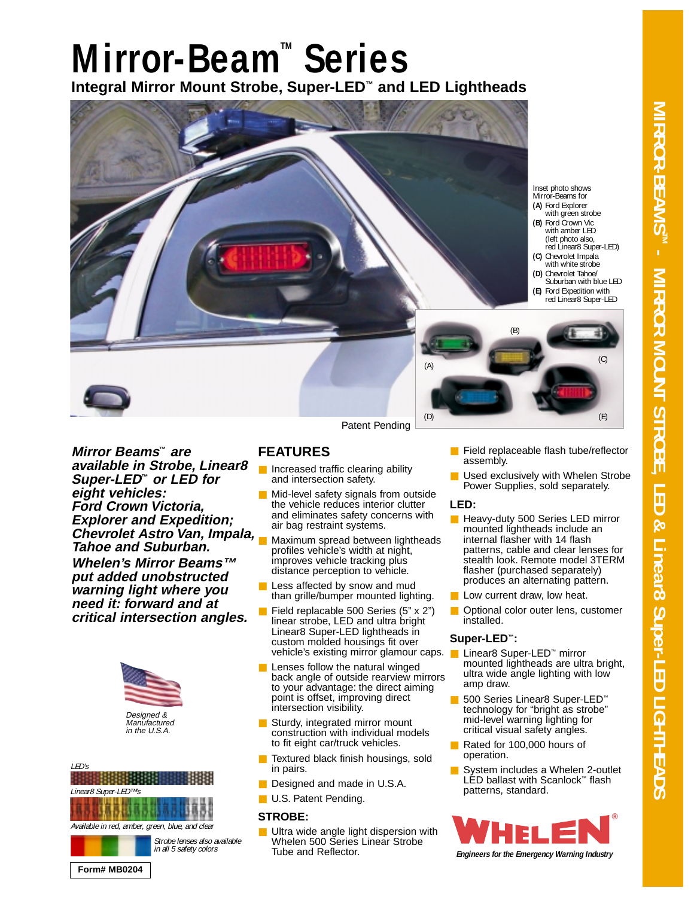# Mirror-Beam™ Series

## Integral Mirror Mount Strobe, Super-LED™ and LED Lightheads

Inset photo shows Mirror-Beams for
**(A)** Ford Explorer with green strobe
**(B)** Ford Crown Vic with amber LED (left photo also, red Linear8 Super-LED)
**(C)** Chevrolet Impala with white strobe
**(D)** Chevrolet Tahoe/ Suburban with blue LED
**(E)** Ford Expedition with red Linear8 Super-LED

Patent Pending

***Mirror Beams™ are available in Strobe, Linear8 Super-LED™ or LED for eight vehicles: Ford Crown Victoria, Explorer and Expedition; Chevrolet Astro Van, Impala, Tahoe and Suburban.***

***Whelen's Mirror Beams™ put added unobstructed warning light where you need it: forward and at critical intersection angles.***

*Designed & Manufactured in the U.S.A.*

*LED's*

*Linear8 Super-LED™s*

*Available in red, amber, green, blue, and clear*

*Strobe lenses also available in all 5 safety colors*

**Form# MB0204**

## FEATURES

- Increased traffic clearing ability and intersection safety.
- Mid-level safety signals from outside the vehicle reduces interior clutter and eliminates safety concerns with air bag restraint systems.
- Maximum spread between lightheads profiles vehicle's width at night, improves vehicle tracking plus distance perception to vehicle.
- Less affected by snow and mud than grille/bumper mounted lighting.
- Field replacable 500 Series (5" x 2") linear strobe, LED and ultra bright Linear8 Super-LED lightheads in custom molded housings fit over vehicle's existing mirror glamour caps.
- Lenses follow the natural winged back angle of outside rearview mirrors to your advantage: the direct aiming point is offset, improving direct intersection visibility.
- Sturdy, integrated mirror mount construction with individual models to fit eight car/truck vehicles.
- Textured black finish housings, sold in pairs.
- Designed and made in U.S.A.
- U.S. Patent Pending.

### STROBE:

- Ultra wide angle light dispersion with Whelen 500 Series Linear Strobe Tube and Reflector.
- Field replaceable flash tube/reflector assembly.
- Used exclusively with Whelen Strobe Power Supplies, sold separately.

### LED:

- Heavy-duty 500 Series LED mirror mounted lightheads include an internal flasher with 14 flash patterns, cable and clear lenses for stealth look. Remote model 3TERM flasher (purchased separately) produces an alternating pattern.
- Low current draw, low heat.
- Optional color outer lens, customer installed.

### Super-LED™:

- Linear8 Super-LED™ mirror mounted lightheads are ultra bright, ultra wide angle lighting with low amp draw.
- 500 Series Linear8 Super-LED™ technology for "bright as strobe" mid-level warning lighting for critical visual safety angles.
- Rated for 100,000 hours of operation.
- System includes a Whelen 2-outlet LED ballast with Scanlock™ flash patterns, standard.

WHELEN®

*Engineers for the Emergency Warning Industry*

MIRROR-BEAMS™ - MIRROR MOUNT STROBE, LED & Linear8 Super-LED LIGHTHEADS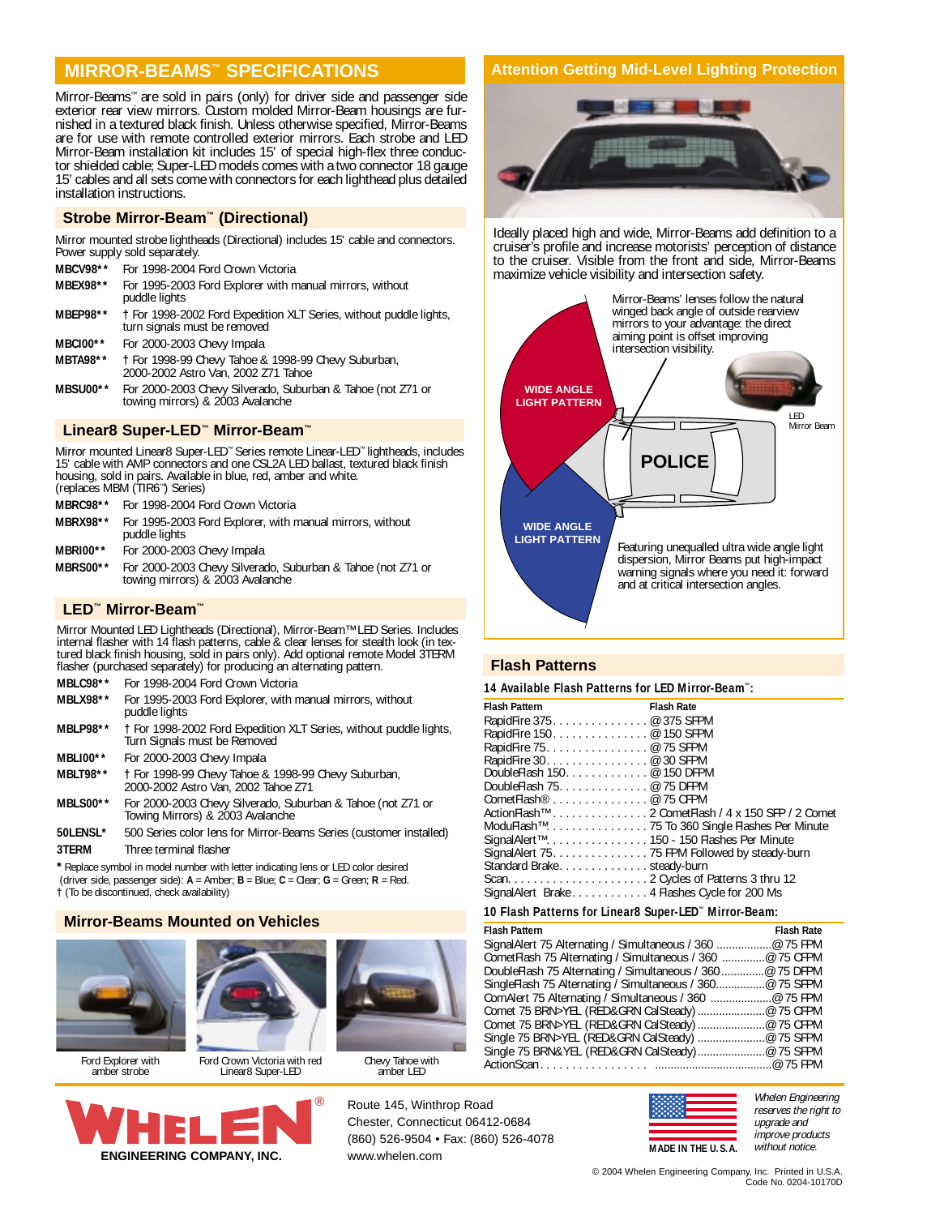## MIRROR-BEAMS™ SPECIFICATIONS

Mirror-Beams™ are sold in pairs (only) for driver side and passenger side exterior rear view mirrors. Custom molded Mirror-Beam housings are furnished in a textured black finish. Unless otherwise specified, Mirror-Beams are for use with remote controlled exterior mirrors. Each strobe and LED Mirror-Beam installation kit includes 15' of special high-flex three conductor shielded cable; Super-LED models comes with a two connector 18 gauge 15' cables and all sets come with connectors for each lighthead plus detailed installation instructions.

### Strobe Mirror-Beam™ (Directional)

Mirror mounted strobe lightheads (Directional) includes 15' cable and connectors. Power supply sold separately.

| | |
|---|---|
| **MBCV98\*\*** | For 1998-2004 Ford Crown Victoria |
| **MBEX98\*\*** | For 1995-2003 Ford Explorer with manual mirrors, without puddle lights |
| **MBEP98\*\*** | † For 1998-2002 Ford Expedition XLT Series, without puddle lights, turn signals must be removed |
| **MBCI00\*\*** | For 2000-2003 Chevy Impala |
| **MBTA98\*\*** | † For 1998-99 Chevy Tahoe & 1998-99 Chevy Suburban, 2000-2002 Astro Van, 2002 Z71 Tahoe |
| **MBSU00\*\*** | For 2000-2003 Chevy Silverado, Suburban & Tahoe (not Z71 or towing mirrors) & 2003 Avalanche |

### Linear8 Super-LED™ Mirror-Beam™

Mirror mounted Linear8 Super-LED™ Series remote Linear-LED™ lightheads, includes 15' cable with AMP connectors and one CSL2A LED ballast, textured black finish housing, sold in pairs. Available in blue, red, amber and white.
(replaces MBM (TIR6™) Series)

| | |
|---|---|
| **MBRC98\*\*** | For 1998-2004 Ford Crown Victoria |
| **MBRX98\*\*** | For 1995-2003 Ford Explorer, with manual mirrors, without puddle lights |
| **MBRI00\*\*** | For 2000-2003 Chevy Impala |
| **MBRS00\*\*** | For 2000-2003 Chevy Silverado, Suburban & Tahoe (not Z71 or towing mirrors) & 2003 Avalanche |

### LED™ Mirror-Beam™

Mirror Mounted LED Lightheads (Directional), Mirror-Beam™ LED Series. Includes internal flasher with 14 flash patterns, cable & clear lenses for stealth look (in textured black finish housing, sold in pairs only). Add optional remote Model 3TERM flasher (purchased separately) for producing an alternating pattern.

| | |
|---|---|
| **MBLC98\*\*** | For 1998-2004 Ford Crown Victoria |
| **MBLX98\*\*** | For 1995-2003 Ford Explorer, with manual mirrors, without puddle lights |
| **MBLP98\*\*** | † For 1998-2002 Ford Expedition XLT Series, without puddle lights, Turn Signals must be Removed |
| **MBLI00\*\*** | For 2000-2003 Chevy Impala |
| **MBLT98\*\*** | † For 1998-99 Chevy Tahoe & 1998-99 Chevy Suburban, 2000-2002 Astro Van, 2002 Tahoe Z71 |
| **MBLS00\*\*** | For 2000-2003 Chevy Silverado, Suburban & Tahoe (not Z71 or Towing Mirrors) & 2003 Avalanche |
| **50LENSL\*** | 500 Series color lens for Mirror-Beams Series (customer installed) |
| **3TERM** | Three terminal flasher |

\* Replace symbol in model number with letter indicating lens or LED color desired (driver side, passenger side): **A** = Amber; **B** = Blue; **C** = Clear; **G** = Green; **R** = Red.
† (To be discontinued, check availability)

### Mirror-Beams Mounted on Vehicles

Ford Explorer with amber strobe

Ford Crown Victoria with red Linear8 Super-LED

Chevy Tahoe with amber LED

## Attention Getting Mid-Level Lighting Protection

Ideally placed high and wide, Mirror-Beams add definition to a cruiser's profile and increase motorists' perception of distance to the cruiser. Visible from the front and side, Mirror-Beams maximize vehicle visibility and intersection safety.

Mirror-Beams' lenses follow the natural winged back angle of outside rearview mirrors to your advantage: the direct aiming point is offset improving intersection visibility.

WIDE ANGLE LIGHT PATTERN

LED Mirror Beam

POLICE

WIDE ANGLE LIGHT PATTERN

Featuring unequalled ultra wide angle light dispersion, Mirror Beams put high-impact warning signals where you need it: forward and at critical intersection angles.

### Flash Patterns

#### 14 Available Flash Patterns for LED Mirror-Beam™:

| Flash Pattern | Flash Rate |
|---|---|
| RapidFire 375 | @ 375 SFPM |
| RapidFire 150 | @ 150 SFPM |
| RapidFire 75 | @ 75 SFPM |
| RapidFire 30 | @ 30 SFPM |
| DoubleFlash 150 | @ 150 DFPM |
| DoubleFlash 75 | @ 75 DFPM |
| CometFlash® | @ 75 CFPM |
| ActionFlash™ | 2 CometFlash / 4 x 150 SFP / 2 Comet |
| ModuFlash™ | 75 To 360 Single Flashes Per Minute |
| SignalAlert™ | 150 - 150 Flashes Per Minute |
| SignalAlert 75 | 75 FPM Followed by steady-burn |
| Standard Brake | steady-burn |
| Scan | 2 Cycles of Patterns 3 thru 12 |
| SignalAlert Brake | 4 Flashes Cycle for 200 Ms |

#### 10 Flash Patterns for Linear8 Super-LED™ Mirror-Beam:

| Flash Pattern | Flash Rate |
|---|---|
| SignalAlert 75 Alternating / Simultaneous / 360 | @ 75 FPM |
| CometFlash 75 Alternating / Simultaneous / 360 | @ 75 CFPM |
| DoubleFlash 75 Alternating / Simultaneous / 360 | @ 75 DFPM |
| SingleFlash 75 Alternating / Simultaneous / 360 | @ 75 SFPM |
| ComAlert 75 Alternating / Simultaneous / 360 | @ 75 FPM |
| Comet 75 BRN>YEL (RED&GRN CalSteady) | @ 75 CFPM |
| Comet 75 BRN>YEL (RED&GRN CalSteady) | @ 75 CFPM |
| Single 75 BRN>YEL (RED&GRN CalSteady) | @ 75 SFPM |
| Single 75 BRN&YEL (RED&GRN CalSteady) | @ 75 SFPM |
| ActionScan | @ 75 FPM |

**WHELEN ENGINEERING COMPANY, INC.**

Route 145, Winthrop Road
Chester, Connecticut 06412-0684
(860) 526-9504 • Fax: (860) 526-4078
www.whelen.com

MADE IN THE U.S.A.

*Whelen Engineering reserves the right to upgrade and improve products without notice.*

© 2004 Whelen Engineering Company, Inc. Printed in U.S.A.
Code No. 0204-10170D